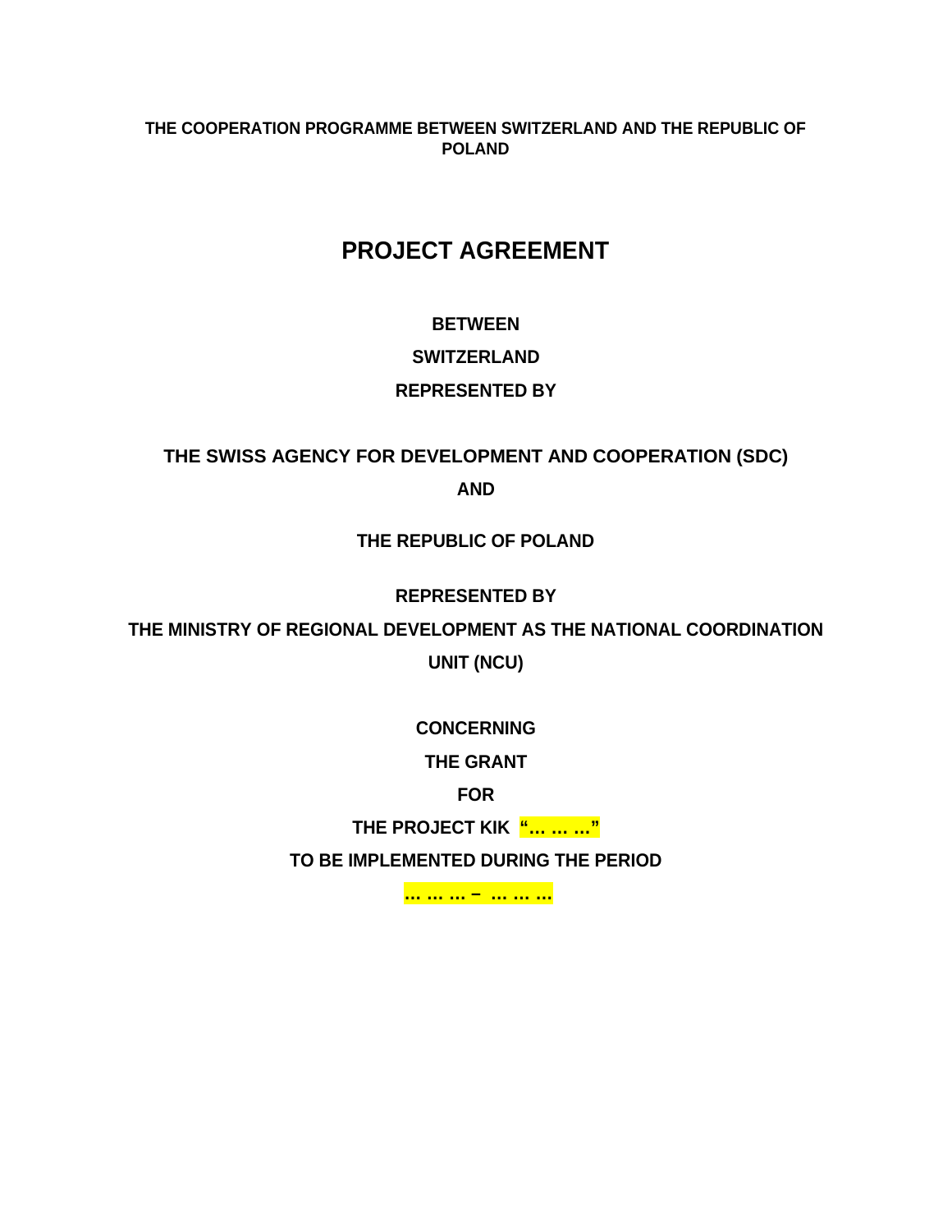**THE COOPERATION PROGRAMME BETWEEN SWITZERLAND AND THE REPUBLIC OF POLAND**

# PROJECT AGREEMENT

**BETWEEN**

**SWITZERLAND**

**REPRESENTED BY**

**THE SWISS AGENCY FOR DEVELOPMENT AND COOPERATION (SDC)**

**AND**

**THE REPUBLIC OF POLAND**

**REPRESENTED BY**

**THE MINISTRY OF REGIONAL DEVELOPMENT AS THE NATIONAL COORDINATION UNIT (NCU)**

**CONCERNING**

**THE GRANT**

**FOR**

**THE PROJECT KIK "… … …"**

**TO BE IMPLEMENTED DURING THE PERIOD**

**… … … – … … …**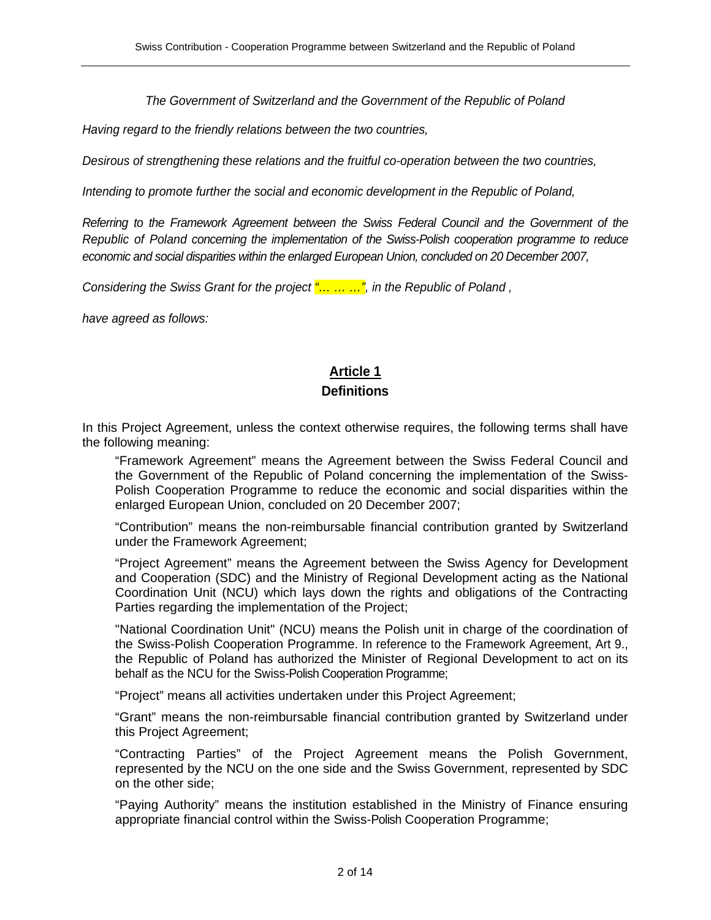*The Government of Switzerland and the Government of the Republic of Poland*

*Having regard to the friendly relations between the two countries,*

*Desirous of strengthening these relations and the fruitful co-operation between the two countries,*

*Intending to promote further the social and economic development in the Republic of Poland,*

*Referring to the Framework Agreement between the Swiss Federal Council and the Government of the Republic of Poland concerning the implementation of the Swiss-Polish cooperation programme to reduce economic and social disparities within the enlarged European Union, concluded on 20 December 2007,*

*Considering the Swiss Grant for the project "… … …", in the Republic of Poland ,*

*have agreed as follows:*

## Article 1
## Definitions

In this Project Agreement, unless the context otherwise requires, the following terms shall have the following meaning:

"Framework Agreement" means the Agreement between the Swiss Federal Council and the Government of the Republic of Poland concerning the implementation of the Swiss-Polish Cooperation Programme to reduce the economic and social disparities within the enlarged European Union, concluded on 20 December 2007;

"Contribution" means the non-reimbursable financial contribution granted by Switzerland under the Framework Agreement;

"Project Agreement" means the Agreement between the Swiss Agency for Development and Cooperation (SDC) and the Ministry of Regional Development acting as the National Coordination Unit (NCU) which lays down the rights and obligations of the Contracting Parties regarding the implementation of the Project;

"National Coordination Unit" (NCU) means the Polish unit in charge of the coordination of the Swiss-Polish Cooperation Programme. In reference to the Framework Agreement, Art 9., the Republic of Poland has authorized the Minister of Regional Development to act on its behalf as the NCU for the Swiss-Polish Cooperation Programme;

"Project" means all activities undertaken under this Project Agreement;

"Grant" means the non-reimbursable financial contribution granted by Switzerland under this Project Agreement;

"Contracting Parties" of the Project Agreement means the Polish Government, represented by the NCU on the one side and the Swiss Government, represented by SDC on the other side;

"Paying Authority" means the institution established in the Ministry of Finance ensuring appropriate financial control within the Swiss-Polish Cooperation Programme;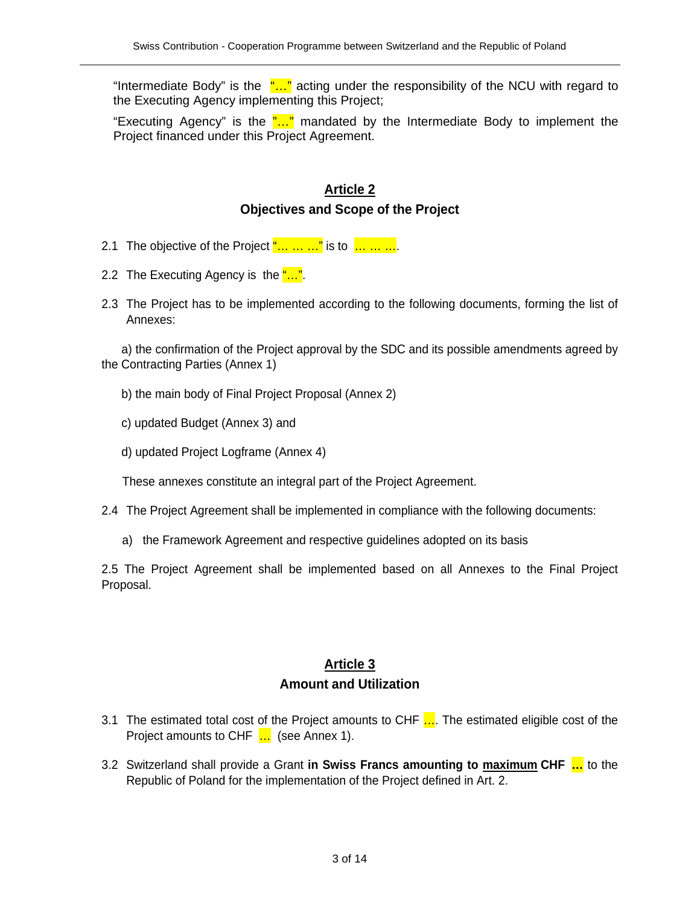"Intermediate Body" is the "…" acting under the responsibility of the NCU with regard to the Executing Agency implementing this Project;

"Executing Agency" is the "…" mandated by the Intermediate Body to implement the Project financed under this Project Agreement.

## Article 2
## Objectives and Scope of the Project

2.1 The objective of the Project "… … …" is to … … ….

2.2 The Executing Agency is the "…".

2.3 The Project has to be implemented according to the following documents, forming the list of Annexes:

a) the confirmation of the Project approval by the SDC and its possible amendments agreed by the Contracting Parties (Annex 1)

b) the main body of Final Project Proposal (Annex 2)

c) updated Budget (Annex 3) and

d) updated Project Logframe (Annex 4)

These annexes constitute an integral part of the Project Agreement.

2.4 The Project Agreement shall be implemented in compliance with the following documents:

a) the Framework Agreement and respective guidelines adopted on its basis

2.5 The Project Agreement shall be implemented based on all Annexes to the Final Project Proposal.

## Article 3
## Amount and Utilization

3.1 The estimated total cost of the Project amounts to CHF …. The estimated eligible cost of the Project amounts to CHF … (see Annex 1).

3.2 Switzerland shall provide a Grant **in Swiss Francs amounting to <u>maximum</u> CHF …** to the Republic of Poland for the implementation of the Project defined in Art. 2.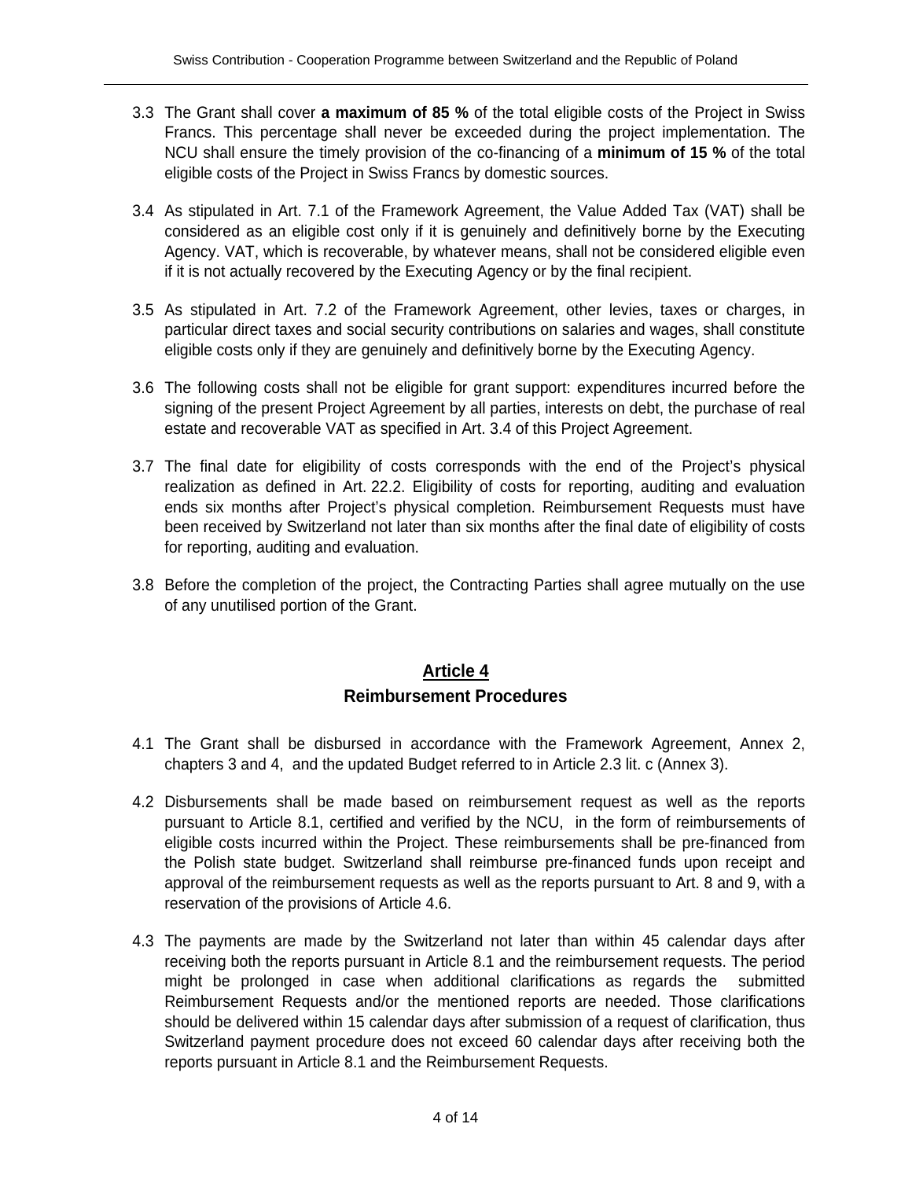3.3 The Grant shall cover **a maximum of 85 %** of the total eligible costs of the Project in Swiss Francs. This percentage shall never be exceeded during the project implementation. The NCU shall ensure the timely provision of the co-financing of a **minimum of 15 %** of the total eligible costs of the Project in Swiss Francs by domestic sources.

3.4 As stipulated in Art. 7.1 of the Framework Agreement, the Value Added Tax (VAT) shall be considered as an eligible cost only if it is genuinely and definitively borne by the Executing Agency. VAT, which is recoverable, by whatever means, shall not be considered eligible even if it is not actually recovered by the Executing Agency or by the final recipient.

3.5 As stipulated in Art. 7.2 of the Framework Agreement, other levies, taxes or charges, in particular direct taxes and social security contributions on salaries and wages, shall constitute eligible costs only if they are genuinely and definitively borne by the Executing Agency.

3.6 The following costs shall not be eligible for grant support: expenditures incurred before the signing of the present Project Agreement by all parties, interests on debt, the purchase of real estate and recoverable VAT as specified in Art. 3.4 of this Project Agreement.

3.7 The final date for eligibility of costs corresponds with the end of the Project's physical realization as defined in Art. 22.2. Eligibility of costs for reporting, auditing and evaluation ends six months after Project's physical completion. Reimbursement Requests must have been received by Switzerland not later than six months after the final date of eligibility of costs for reporting, auditing and evaluation.

3.8 Before the completion of the project, the Contracting Parties shall agree mutually on the use of any unutilised portion of the Grant.

## Article 4
## Reimbursement Procedures

4.1 The Grant shall be disbursed in accordance with the Framework Agreement, Annex 2, chapters 3 and 4, and the updated Budget referred to in Article 2.3 lit. c (Annex 3).

4.2 Disbursements shall be made based on reimbursement request as well as the reports pursuant to Article 8.1, certified and verified by the NCU, in the form of reimbursements of eligible costs incurred within the Project. These reimbursements shall be pre-financed from the Polish state budget. Switzerland shall reimburse pre-financed funds upon receipt and approval of the reimbursement requests as well as the reports pursuant to Art. 8 and 9, with a reservation of the provisions of Article 4.6.

4.3 The payments are made by the Switzerland not later than within 45 calendar days after receiving both the reports pursuant in Article 8.1 and the reimbursement requests. The period might be prolonged in case when additional clarifications as regards the submitted Reimbursement Requests and/or the mentioned reports are needed. Those clarifications should be delivered within 15 calendar days after submission of a request of clarification, thus Switzerland payment procedure does not exceed 60 calendar days after receiving both the reports pursuant in Article 8.1 and the Reimbursement Requests.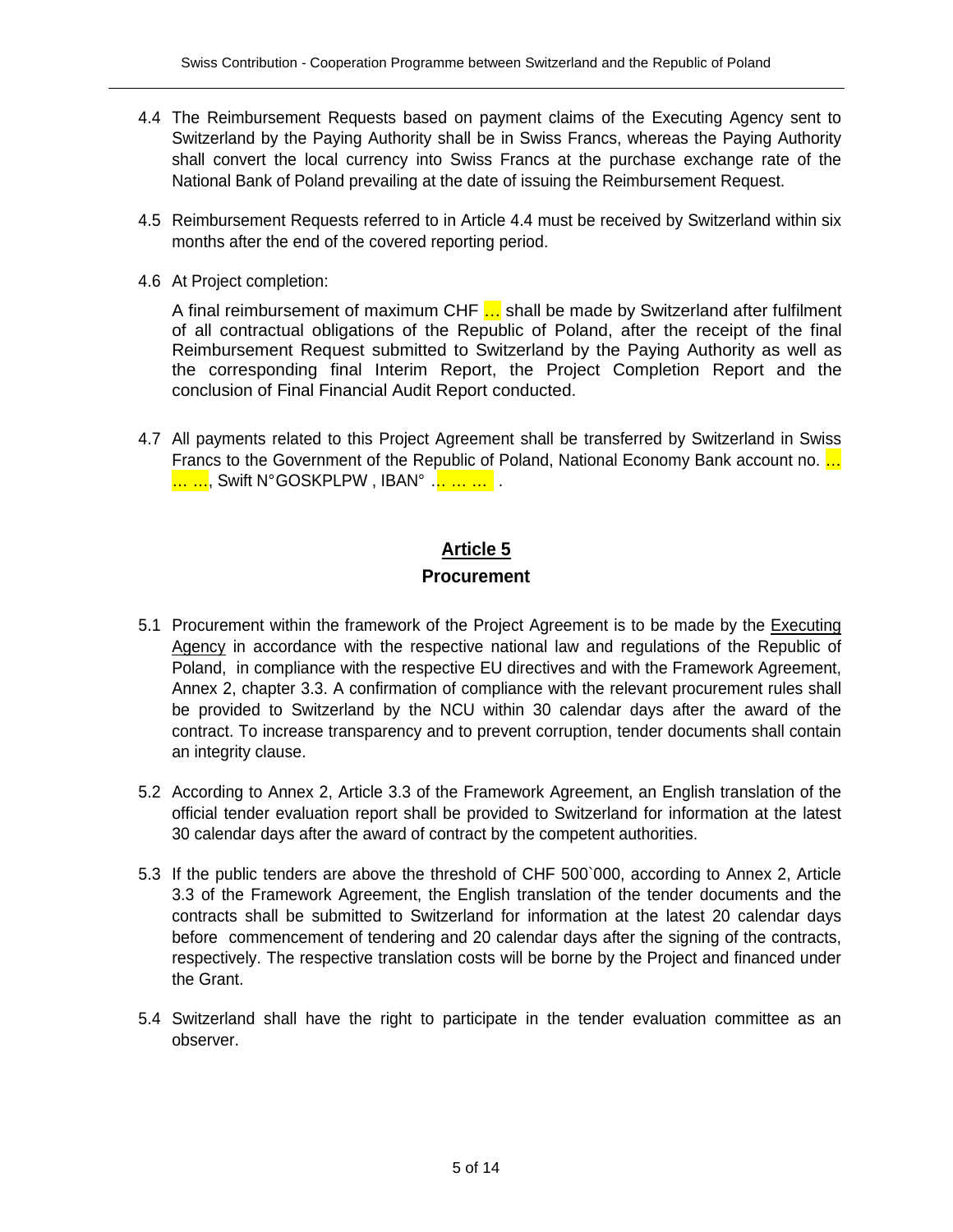4.4 The Reimbursement Requests based on payment claims of the Executing Agency sent to Switzerland by the Paying Authority shall be in Swiss Francs, whereas the Paying Authority shall convert the local currency into Swiss Francs at the purchase exchange rate of the National Bank of Poland prevailing at the date of issuing the Reimbursement Request.

4.5 Reimbursement Requests referred to in Article 4.4 must be received by Switzerland within six months after the end of the covered reporting period.

4.6 At Project completion:

A final reimbursement of maximum CHF ... shall be made by Switzerland after fulfilment of all contractual obligations of the Republic of Poland, after the receipt of the final Reimbursement Request submitted to Switzerland by the Paying Authority as well as the corresponding final Interim Report, the Project Completion Report and the conclusion of Final Financial Audit Report conducted.

4.7 All payments related to this Project Agreement shall be transferred by Switzerland in Swiss Francs to the Government of the Republic of Poland, National Economy Bank account no. ... ... ..., Swift N°GOSKPLPW , IBAN° .. ... ... .

## Article 5

### Procurement

5.1 Procurement within the framework of the Project Agreement is to be made by the Executing Agency in accordance with the respective national law and regulations of the Republic of Poland, in compliance with the respective EU directives and with the Framework Agreement, Annex 2, chapter 3.3. A confirmation of compliance with the relevant procurement rules shall be provided to Switzerland by the NCU within 30 calendar days after the award of the contract. To increase transparency and to prevent corruption, tender documents shall contain an integrity clause.

5.2 According to Annex 2, Article 3.3 of the Framework Agreement, an English translation of the official tender evaluation report shall be provided to Switzerland for information at the latest 30 calendar days after the award of contract by the competent authorities.

5.3 If the public tenders are above the threshold of CHF 500`000, according to Annex 2, Article 3.3 of the Framework Agreement, the English translation of the tender documents and the contracts shall be submitted to Switzerland for information at the latest 20 calendar days before commencement of tendering and 20 calendar days after the signing of the contracts, respectively. The respective translation costs will be borne by the Project and financed under the Grant.

5.4 Switzerland shall have the right to participate in the tender evaluation committee as an observer.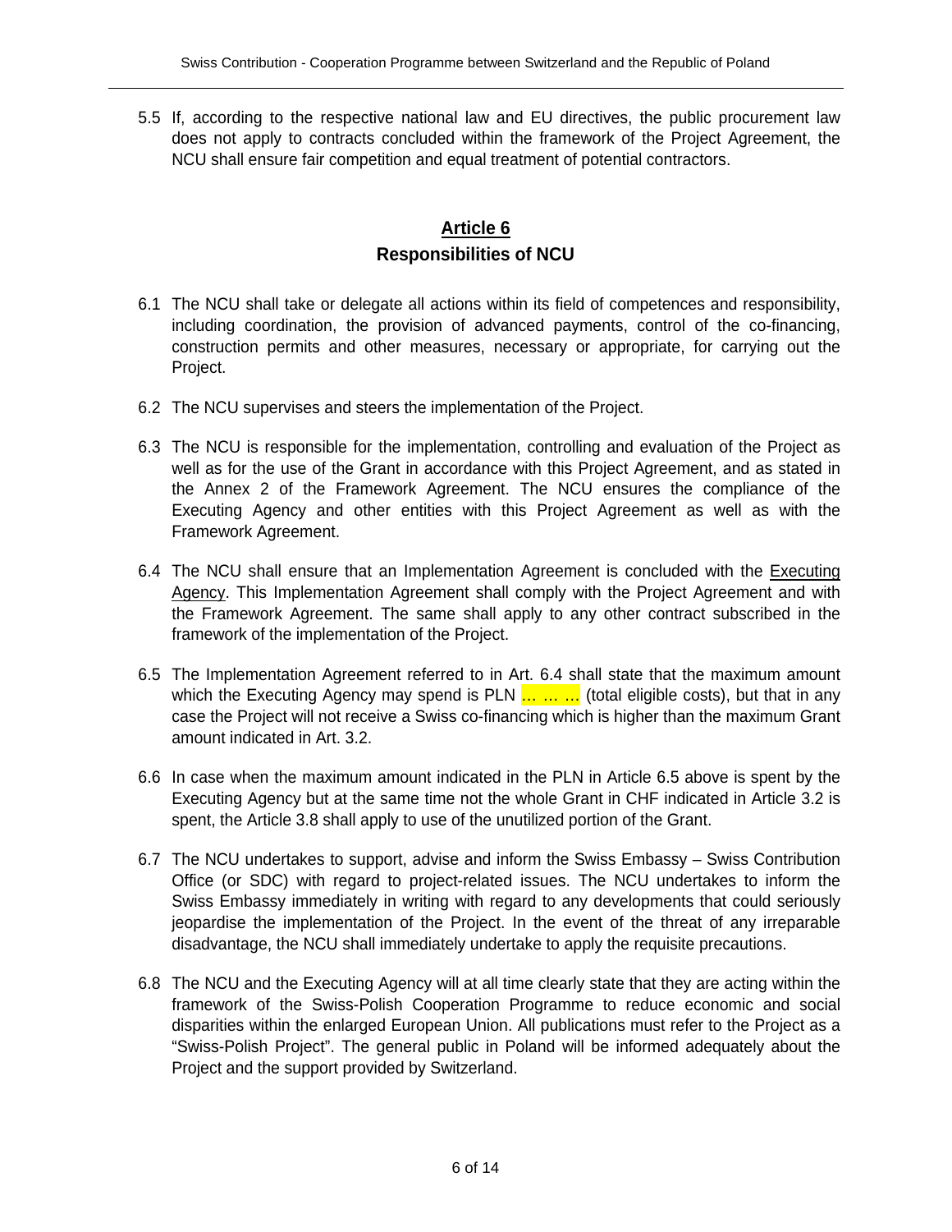5.5 If, according to the respective national law and EU directives, the public procurement law does not apply to contracts concluded within the framework of the Project Agreement, the NCU shall ensure fair competition and equal treatment of potential contractors.

## Article 6
## Responsibilities of NCU

6.1 The NCU shall take or delegate all actions within its field of competences and responsibility, including coordination, the provision of advanced payments, control of the co-financing, construction permits and other measures, necessary or appropriate, for carrying out the Project.

6.2 The NCU supervises and steers the implementation of the Project.

6.3 The NCU is responsible for the implementation, controlling and evaluation of the Project as well as for the use of the Grant in accordance with this Project Agreement, and as stated in the Annex 2 of the Framework Agreement. The NCU ensures the compliance of the Executing Agency and other entities with this Project Agreement as well as with the Framework Agreement.

6.4 The NCU shall ensure that an Implementation Agreement is concluded with the Executing Agency. This Implementation Agreement shall comply with the Project Agreement and with the Framework Agreement. The same shall apply to any other contract subscribed in the framework of the implementation of the Project.

6.5 The Implementation Agreement referred to in Art. 6.4 shall state that the maximum amount which the Executing Agency may spend is PLN ... ... ... (total eligible costs), but that in any case the Project will not receive a Swiss co-financing which is higher than the maximum Grant amount indicated in Art. 3.2.

6.6 In case when the maximum amount indicated in the PLN in Article 6.5 above is spent by the Executing Agency but at the same time not the whole Grant in CHF indicated in Article 3.2 is spent, the Article 3.8 shall apply to use of the unutilized portion of the Grant.

6.7 The NCU undertakes to support, advise and inform the Swiss Embassy – Swiss Contribution Office (or SDC) with regard to project-related issues. The NCU undertakes to inform the Swiss Embassy immediately in writing with regard to any developments that could seriously jeopardise the implementation of the Project. In the event of the threat of any irreparable disadvantage, the NCU shall immediately undertake to apply the requisite precautions.

6.8 The NCU and the Executing Agency will at all time clearly state that they are acting within the framework of the Swiss-Polish Cooperation Programme to reduce economic and social disparities within the enlarged European Union. All publications must refer to the Project as a "Swiss-Polish Project". The general public in Poland will be informed adequately about the Project and the support provided by Switzerland.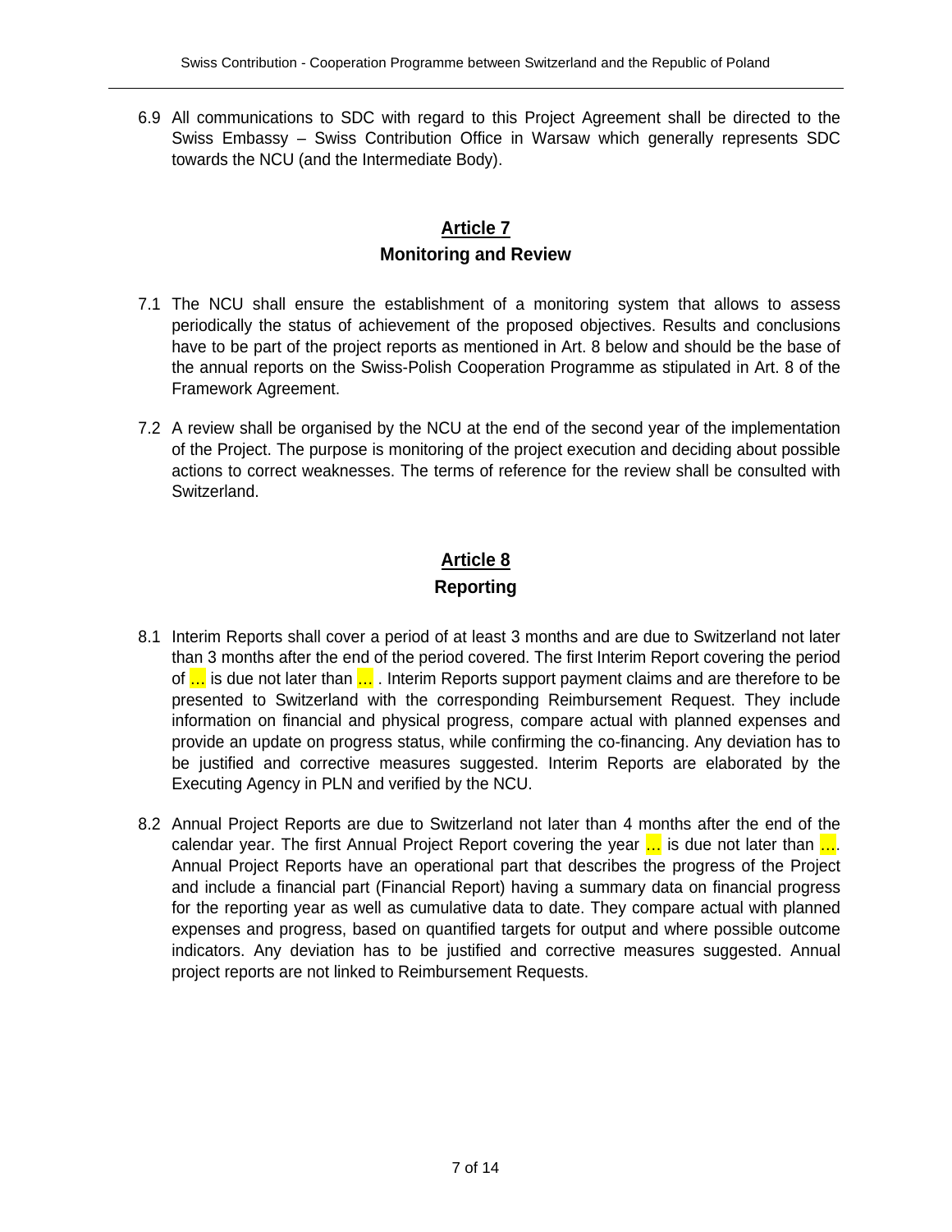6.9 All communications to SDC with regard to this Project Agreement shall be directed to the Swiss Embassy – Swiss Contribution Office in Warsaw which generally represents SDC towards the NCU (and the Intermediate Body).

## Article 7
## Monitoring and Review

7.1 The NCU shall ensure the establishment of a monitoring system that allows to assess periodically the status of achievement of the proposed objectives. Results and conclusions have to be part of the project reports as mentioned in Art. 8 below and should be the base of the annual reports on the Swiss-Polish Cooperation Programme as stipulated in Art. 8 of the Framework Agreement.

7.2 A review shall be organised by the NCU at the end of the second year of the implementation of the Project. The purpose is monitoring of the project execution and deciding about possible actions to correct weaknesses. The terms of reference for the review shall be consulted with Switzerland.

## Article 8
## Reporting

8.1 Interim Reports shall cover a period of at least 3 months and are due to Switzerland not later than 3 months after the end of the period covered. The first Interim Report covering the period of ... is due not later than ... . Interim Reports support payment claims and are therefore to be presented to Switzerland with the corresponding Reimbursement Request. They include information on financial and physical progress, compare actual with planned expenses and provide an update on progress status, while confirming the co-financing. Any deviation has to be justified and corrective measures suggested. Interim Reports are elaborated by the Executing Agency in PLN and verified by the NCU.

8.2 Annual Project Reports are due to Switzerland not later than 4 months after the end of the calendar year. The first Annual Project Report covering the year ... is due not later than .... Annual Project Reports have an operational part that describes the progress of the Project and include a financial part (Financial Report) having a summary data on financial progress for the reporting year as well as cumulative data to date. They compare actual with planned expenses and progress, based on quantified targets for output and where possible outcome indicators. Any deviation has to be justified and corrective measures suggested. Annual project reports are not linked to Reimbursement Requests.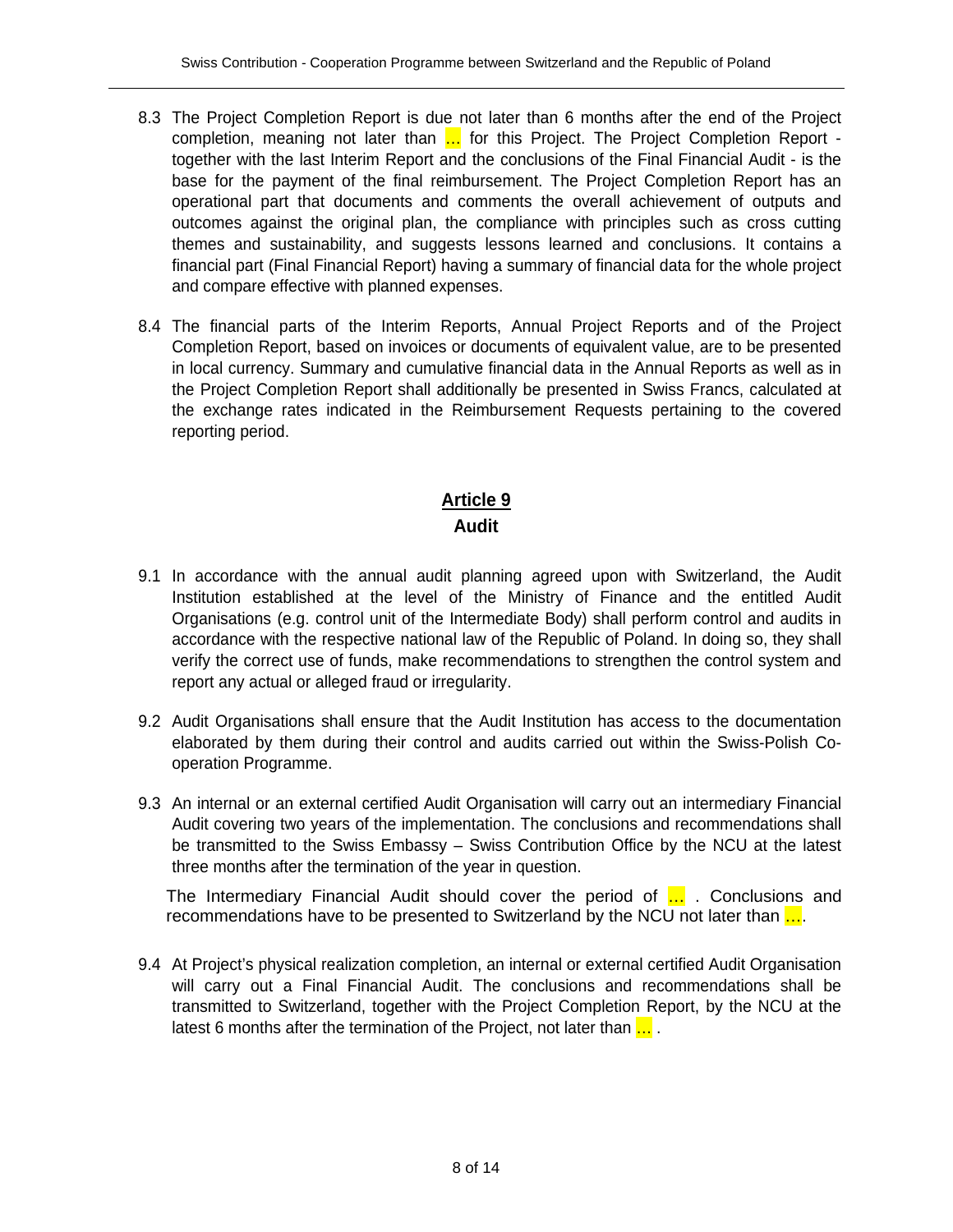8.3 The Project Completion Report is due not later than 6 months after the end of the Project completion, meaning not later than ... for this Project. The Project Completion Report - together with the last Interim Report and the conclusions of the Final Financial Audit - is the base for the payment of the final reimbursement. The Project Completion Report has an operational part that documents and comments the overall achievement of outputs and outcomes against the original plan, the compliance with principles such as cross cutting themes and sustainability, and suggests lessons learned and conclusions. It contains a financial part (Final Financial Report) having a summary of financial data for the whole project and compare effective with planned expenses.

8.4 The financial parts of the Interim Reports, Annual Project Reports and of the Project Completion Report, based on invoices or documents of equivalent value, are to be presented in local currency. Summary and cumulative financial data in the Annual Reports as well as in the Project Completion Report shall additionally be presented in Swiss Francs, calculated at the exchange rates indicated in the Reimbursement Requests pertaining to the covered reporting period.

## Article 9
## Audit

9.1 In accordance with the annual audit planning agreed upon with Switzerland, the Audit Institution established at the level of the Ministry of Finance and the entitled Audit Organisations (e.g. control unit of the Intermediate Body) shall perform control and audits in accordance with the respective national law of the Republic of Poland. In doing so, they shall verify the correct use of funds, make recommendations to strengthen the control system and report any actual or alleged fraud or irregularity.

9.2 Audit Organisations shall ensure that the Audit Institution has access to the documentation elaborated by them during their control and audits carried out within the Swiss-Polish Co-operation Programme.

9.3 An internal or an external certified Audit Organisation will carry out an intermediary Financial Audit covering two years of the implementation. The conclusions and recommendations shall be transmitted to the Swiss Embassy – Swiss Contribution Office by the NCU at the latest three months after the termination of the year in question.

The Intermediary Financial Audit should cover the period of ... . Conclusions and recommendations have to be presented to Switzerland by the NCU not later than ....

9.4 At Project's physical realization completion, an internal or external certified Audit Organisation will carry out a Final Financial Audit. The conclusions and recommendations shall be transmitted to Switzerland, together with the Project Completion Report, by the NCU at the latest 6 months after the termination of the Project, not later than ... .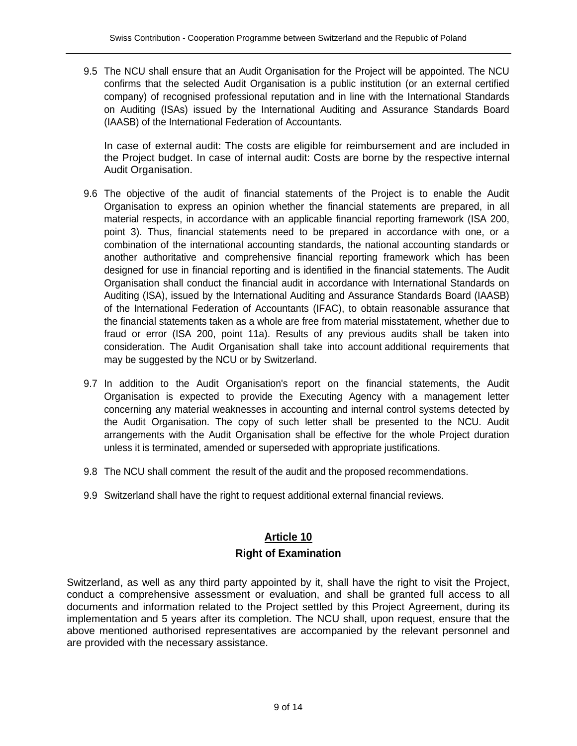9.5 The NCU shall ensure that an Audit Organisation for the Project will be appointed. The NCU confirms that the selected Audit Organisation is a public institution (or an external certified company) of recognised professional reputation and in line with the International Standards on Auditing (ISAs) issued by the International Auditing and Assurance Standards Board (IAASB) of the International Federation of Accountants.

In case of external audit: The costs are eligible for reimbursement and are included in the Project budget. In case of internal audit: Costs are borne by the respective internal Audit Organisation.

9.6 The objective of the audit of financial statements of the Project is to enable the Audit Organisation to express an opinion whether the financial statements are prepared, in all material respects, in accordance with an applicable financial reporting framework (ISA 200, point 3). Thus, financial statements need to be prepared in accordance with one, or a combination of the international accounting standards, the national accounting standards or another authoritative and comprehensive financial reporting framework which has been designed for use in financial reporting and is identified in the financial statements. The Audit Organisation shall conduct the financial audit in accordance with International Standards on Auditing (ISA), issued by the International Auditing and Assurance Standards Board (IAASB) of the International Federation of Accountants (IFAC), to obtain reasonable assurance that the financial statements taken as a whole are free from material misstatement, whether due to fraud or error (ISA 200, point 11a). Results of any previous audits shall be taken into consideration. The Audit Organisation shall take into account additional requirements that may be suggested by the NCU or by Switzerland.

9.7 In addition to the Audit Organisation's report on the financial statements, the Audit Organisation is expected to provide the Executing Agency with a management letter concerning any material weaknesses in accounting and internal control systems detected by the Audit Organisation. The copy of such letter shall be presented to the NCU. Audit arrangements with the Audit Organisation shall be effective for the whole Project duration unless it is terminated, amended or superseded with appropriate justifications.

9.8 The NCU shall comment the result of the audit and the proposed recommendations.

9.9 Switzerland shall have the right to request additional external financial reviews.

## Article 10

### Right of Examination

Switzerland, as well as any third party appointed by it, shall have the right to visit the Project, conduct a comprehensive assessment or evaluation, and shall be granted full access to all documents and information related to the Project settled by this Project Agreement, during its implementation and 5 years after its completion. The NCU shall, upon request, ensure that the above mentioned authorised representatives are accompanied by the relevant personnel and are provided with the necessary assistance.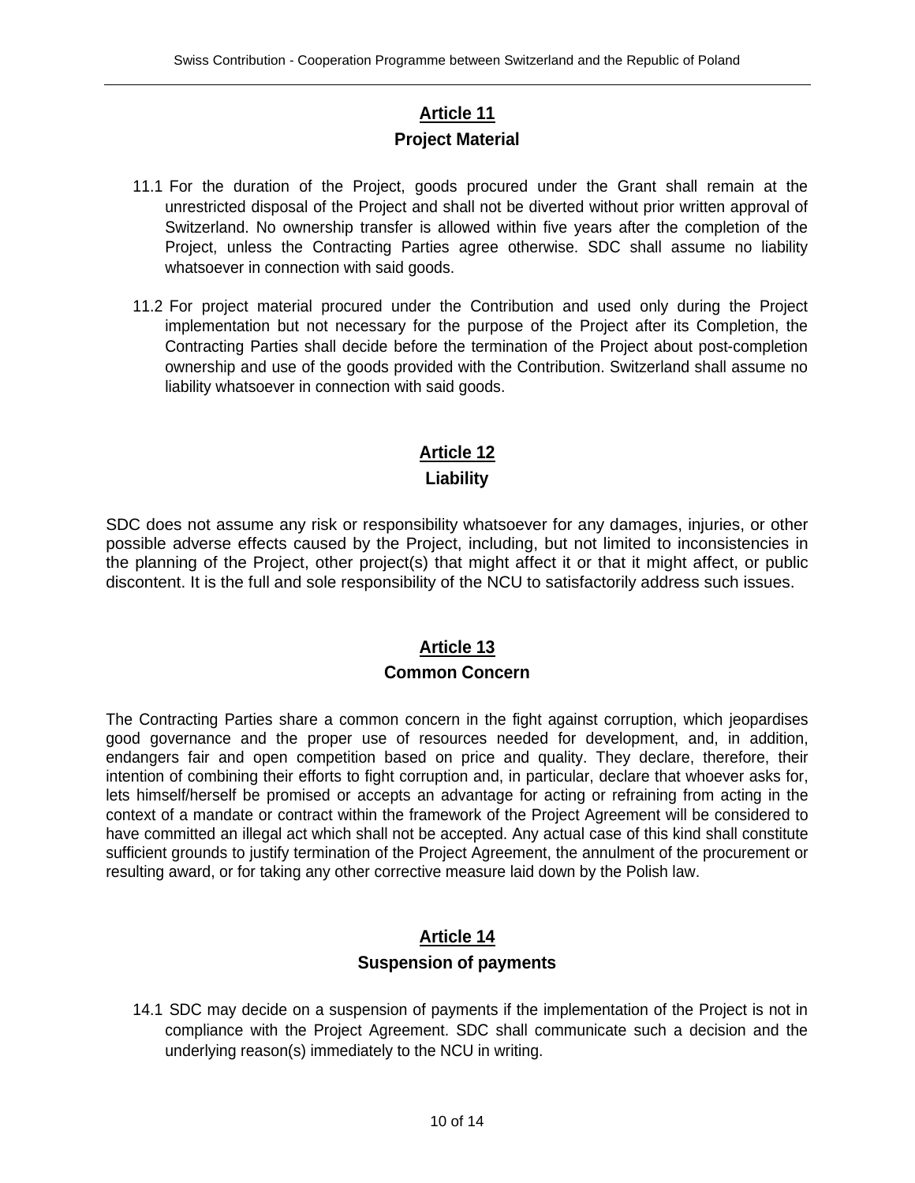## Article 11

### Project Material

11.1 For the duration of the Project, goods procured under the Grant shall remain at the unrestricted disposal of the Project and shall not be diverted without prior written approval of Switzerland. No ownership transfer is allowed within five years after the completion of the Project, unless the Contracting Parties agree otherwise. SDC shall assume no liability whatsoever in connection with said goods.

11.2 For project material procured under the Contribution and used only during the Project implementation but not necessary for the purpose of the Project after its Completion, the Contracting Parties shall decide before the termination of the Project about post-completion ownership and use of the goods provided with the Contribution. Switzerland shall assume no liability whatsoever in connection with said goods.

## Article 12

### Liability

SDC does not assume any risk or responsibility whatsoever for any damages, injuries, or other possible adverse effects caused by the Project, including, but not limited to inconsistencies in the planning of the Project, other project(s) that might affect it or that it might affect, or public discontent. It is the full and sole responsibility of the NCU to satisfactorily address such issues.

## Article 13

### Common Concern

The Contracting Parties share a common concern in the fight against corruption, which jeopardises good governance and the proper use of resources needed for development, and, in addition, endangers fair and open competition based on price and quality. They declare, therefore, their intention of combining their efforts to fight corruption and, in particular, declare that whoever asks for, lets himself/herself be promised or accepts an advantage for acting or refraining from acting in the context of a mandate or contract within the framework of the Project Agreement will be considered to have committed an illegal act which shall not be accepted. Any actual case of this kind shall constitute sufficient grounds to justify termination of the Project Agreement, the annulment of the procurement or resulting award, or for taking any other corrective measure laid down by the Polish law.

## Article 14

### Suspension of payments

14.1 SDC may decide on a suspension of payments if the implementation of the Project is not in compliance with the Project Agreement. SDC shall communicate such a decision and the underlying reason(s) immediately to the NCU in writing.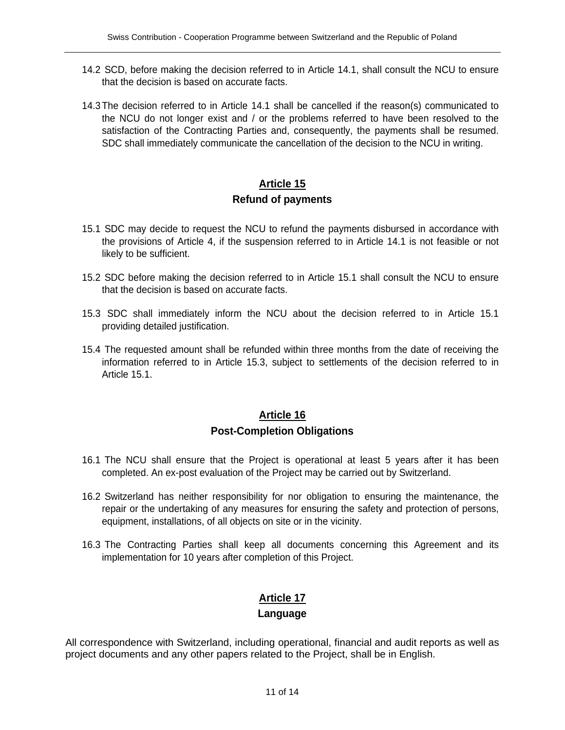14.2 SCD, before making the decision referred to in Article 14.1, shall consult the NCU to ensure that the decision is based on accurate facts.

14.3 The decision referred to in Article 14.1 shall be cancelled if the reason(s) communicated to the NCU do not longer exist and / or the problems referred to have been resolved to the satisfaction of the Contracting Parties and, consequently, the payments shall be resumed. SDC shall immediately communicate the cancellation of the decision to the NCU in writing.

## Article 15
## Refund of payments

15.1 SDC may decide to request the NCU to refund the payments disbursed in accordance with the provisions of Article 4, if the suspension referred to in Article 14.1 is not feasible or not likely to be sufficient.

15.2 SDC before making the decision referred to in Article 15.1 shall consult the NCU to ensure that the decision is based on accurate facts.

15.3 SDC shall immediately inform the NCU about the decision referred to in Article 15.1 providing detailed justification.

15.4 The requested amount shall be refunded within three months from the date of receiving the information referred to in Article 15.3, subject to settlements of the decision referred to in Article 15.1.

## Article 16
## Post-Completion Obligations

16.1 The NCU shall ensure that the Project is operational at least 5 years after it has been completed. An ex-post evaluation of the Project may be carried out by Switzerland.

16.2 Switzerland has neither responsibility for nor obligation to ensuring the maintenance, the repair or the undertaking of any measures for ensuring the safety and protection of persons, equipment, installations, of all objects on site or in the vicinity.

16.3 The Contracting Parties shall keep all documents concerning this Agreement and its implementation for 10 years after completion of this Project.

## Article 17
## Language

All correspondence with Switzerland, including operational, financial and audit reports as well as project documents and any other papers related to the Project, shall be in English.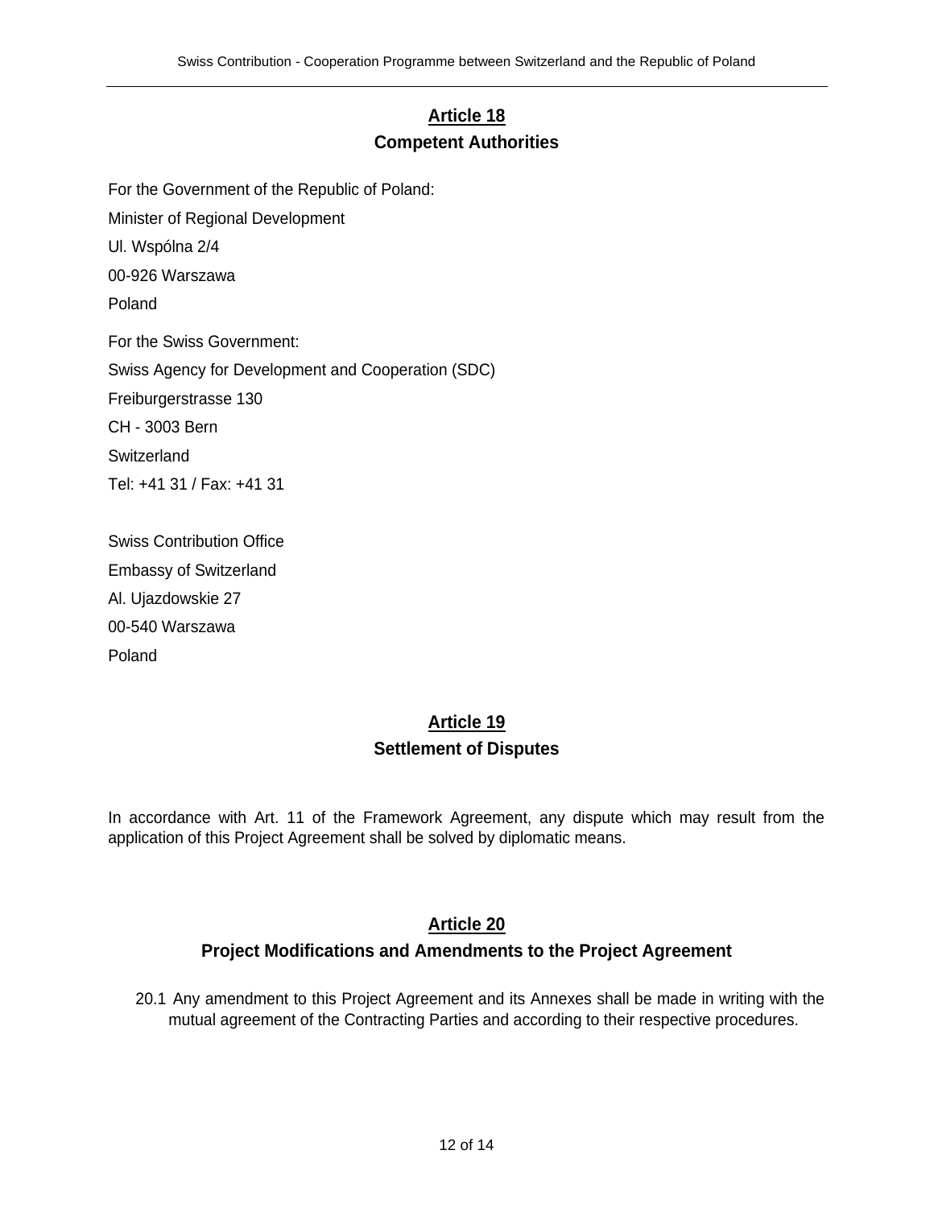## Article 18
## Competent Authorities

For the Government of the Republic of Poland:

Minister of Regional Development

Ul. Wspólna 2/4

00-926 Warszawa

Poland

For the Swiss Government:

Swiss Agency for Development and Cooperation (SDC)

Freiburgerstrasse 130

CH - 3003 Bern

Switzerland

Tel: +41 31 / Fax: +41 31

Swiss Contribution Office

Embassy of Switzerland

Al. Ujazdowskie 27

00-540 Warszawa

Poland

## Article 19
## Settlement of Disputes

In accordance with Art. 11 of the Framework Agreement, any dispute which may result from the application of this Project Agreement shall be solved by diplomatic means.

## Article 20
## Project Modifications and Amendments to the Project Agreement

20.1 Any amendment to this Project Agreement and its Annexes shall be made in writing with the mutual agreement of the Contracting Parties and according to their respective procedures.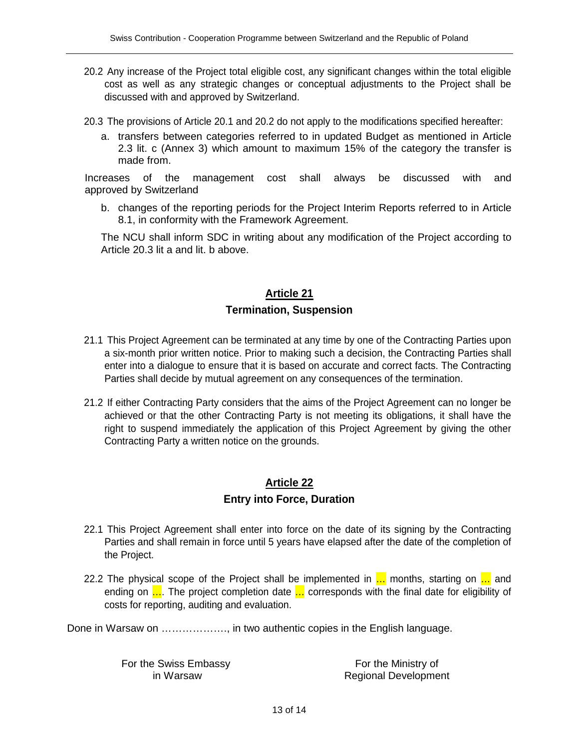20.2 Any increase of the Project total eligible cost, any significant changes within the total eligible cost as well as any strategic changes or conceptual adjustments to the Project shall be discussed with and approved by Switzerland.

20.3 The provisions of Article 20.1 and 20.2 do not apply to the modifications specified hereafter:

a. transfers between categories referred to in updated Budget as mentioned in Article 2.3 lit. c (Annex 3) which amount to maximum 15% of the category the transfer is made from.

Increases of the management cost shall always be discussed with and approved by Switzerland

b. changes of the reporting periods for the Project Interim Reports referred to in Article 8.1, in conformity with the Framework Agreement.

The NCU shall inform SDC in writing about any modification of the Project according to Article 20.3 lit a and lit. b above.

## Article 21

### Termination, Suspension

21.1 This Project Agreement can be terminated at any time by one of the Contracting Parties upon a six-month prior written notice. Prior to making such a decision, the Contracting Parties shall enter into a dialogue to ensure that it is based on accurate and correct facts. The Contracting Parties shall decide by mutual agreement on any consequences of the termination.

21.2 If either Contracting Party considers that the aims of the Project Agreement can no longer be achieved or that the other Contracting Party is not meeting its obligations, it shall have the right to suspend immediately the application of this Project Agreement by giving the other Contracting Party a written notice on the grounds.

## Article 22

### Entry into Force, Duration

22.1 This Project Agreement shall enter into force on the date of its signing by the Contracting Parties and shall remain in force until 5 years have elapsed after the date of the completion of the Project.

22.2 The physical scope of the Project shall be implemented in … months, starting on … and ending on …. The project completion date … corresponds with the final date for eligibility of costs for reporting, auditing and evaluation.

Done in Warsaw on ………………., in two authentic copies in the English language.

| For the Swiss Embassy in Warsaw | For the Ministry of Regional Development |
|---|---|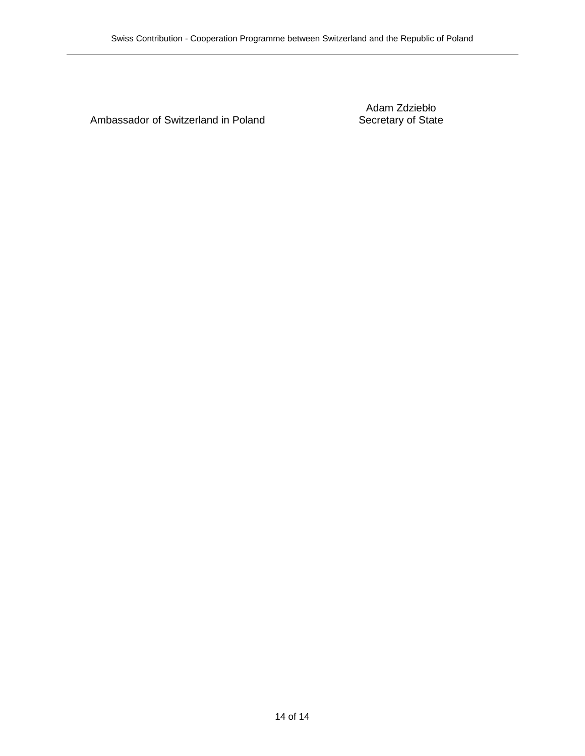| | |
|---|---|
| | Adam Zdziebło |
| Ambassador of Switzerland in Poland | Secretary of State |